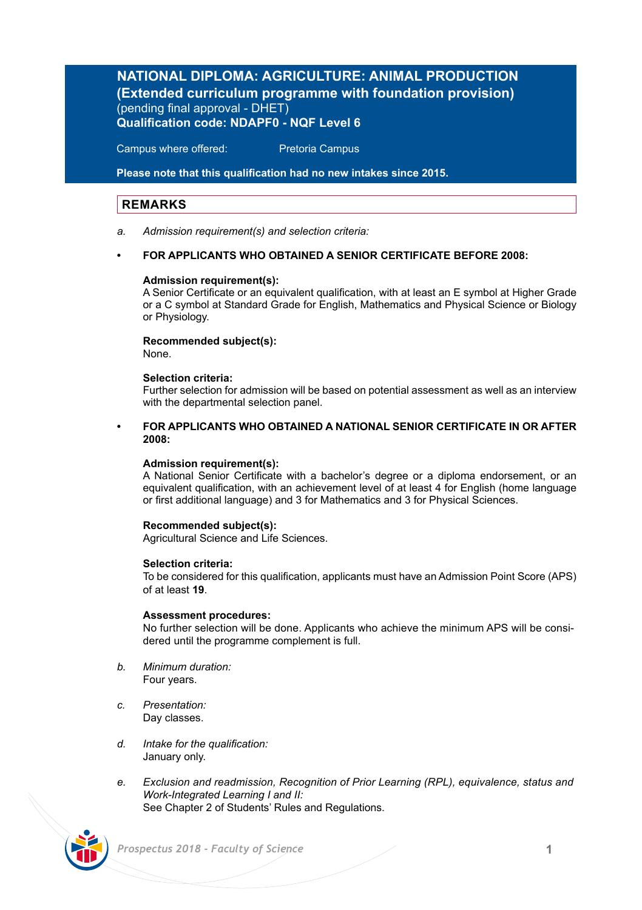# NATIONAL DIPLOMA: AGRICULTURE: ANIMAL PRODUCTION (Extended curriculum programme with foundation provision)

(pending final approval - DHET)

**Qualification code: NDAPF0 - NQF Level 6**

Campus where offered: Pretoria Campus

**Please note that this qualification had no new intakes since 2015.**

## REMARKS

a. *Admission requirement(s) and selection criteria:*

- **FOR APPLICANTS WHO OBTAINED A SENIOR CERTIFICATE BEFORE 2008:**

  **Admission requirement(s):**
  A Senior Certificate or an equivalent qualification, with at least an E symbol at Higher Grade or a C symbol at Standard Grade for English, Mathematics and Physical Science or Biology or Physiology.

  **Recommended subject(s):**
  None.

  **Selection criteria:**
  Further selection for admission will be based on potential assessment as well as an interview with the departmental selection panel.

- **FOR APPLICANTS WHO OBTAINED A NATIONAL SENIOR CERTIFICATE IN OR AFTER 2008:**

  **Admission requirement(s):**
  A National Senior Certificate with a bachelor's degree or a diploma endorsement, or an equivalent qualification, with an achievement level of at least 4 for English (home language or first additional language) and 3 for Mathematics and 3 for Physical Sciences.

  **Recommended subject(s):**
  Agricultural Science and Life Sciences.

  **Selection criteria:**
  To be considered for this qualification, applicants must have an Admission Point Score (APS) of at least **19**.

  **Assessment procedures:**
  No further selection will be done. Applicants who achieve the minimum APS will be considered until the programme complement is full.

b. *Minimum duration:*
Four years.

c. *Presentation:*
Day classes.

d. *Intake for the qualification:*
January only.

e. *Exclusion and readmission, Recognition of Prior Learning (RPL), equivalence, status and Work-Integrated Learning I and II:*
See Chapter 2 of Students' Rules and Regulations.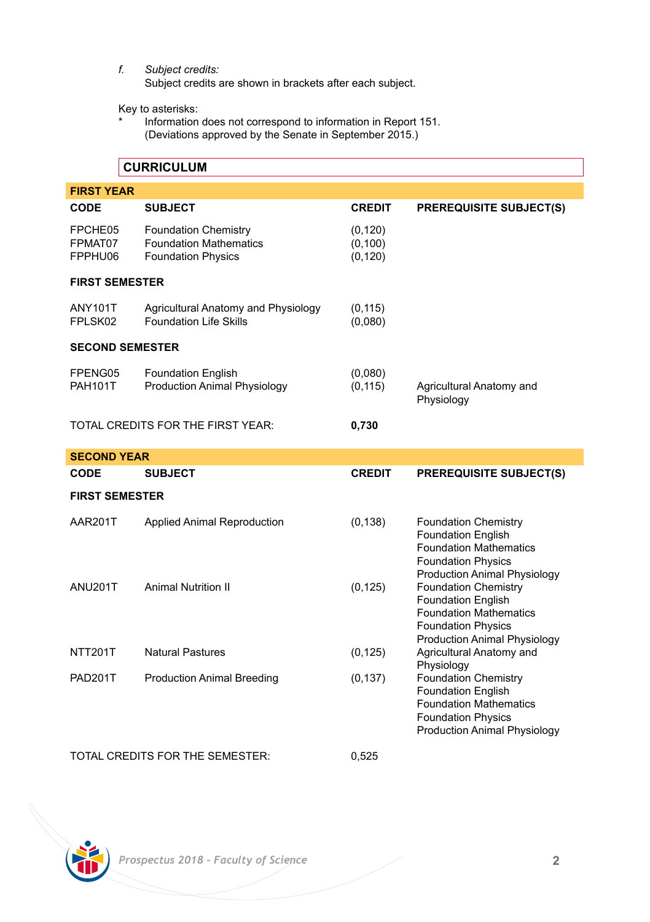*f.* *Subject credits:*
Subject credits are shown in brackets after each subject.

Key to asterisks:
* Information does not correspond to information in Report 151. (Deviations approved by the Senate in September 2015.)

## CURRICULUM

### FIRST YEAR

| CODE | SUBJECT | CREDIT | PREREQUISITE SUBJECT(S) |
|---|---|---|---|
| FPCHE05 | Foundation Chemistry | (0,120) | |
| FPMAT07 | Foundation Mathematics | (0,100) | |
| FPPHU06 | Foundation Physics | (0,120) | |
| **FIRST SEMESTER** | | | |
| ANY101T | Agricultural Anatomy and Physiology | (0,115) | |
| FPLSK02 | Foundation Life Skills | (0,080) | |
| **SECOND SEMESTER** | | | |
| FPENG05 | Foundation English | (0,080) | |
| PAH101T | Production Animal Physiology | (0,115) | Agricultural Anatomy and Physiology |
| TOTAL CREDITS FOR THE FIRST YEAR: | | **0,730** | |

### SECOND YEAR

| CODE | SUBJECT | CREDIT | PREREQUISITE SUBJECT(S) |
|---|---|---|---|
| **FIRST SEMESTER** | | | |
| AAR201T | Applied Animal Reproduction | (0,138) | Foundation Chemistry<br>Foundation English<br>Foundation Mathematics<br>Foundation Physics<br>Production Animal Physiology |
| ANU201T | Animal Nutrition II | (0,125) | Foundation Chemistry<br>Foundation English<br>Foundation Mathematics<br>Foundation Physics<br>Production Animal Physiology |
| NTT201T | Natural Pastures | (0,125) | Agricultural Anatomy and Physiology |
| PAD201T | Production Animal Breeding | (0,137) | Foundation Chemistry<br>Foundation English<br>Foundation Mathematics<br>Foundation Physics<br>Production Animal Physiology |
| TOTAL CREDITS FOR THE SEMESTER: | | 0,525 | |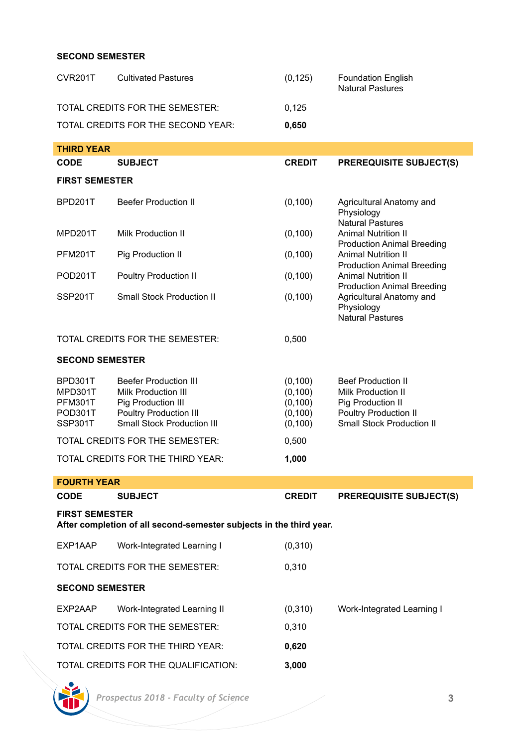**SECOND SEMESTER**

| | | | |
|---|---|---|---|
| CVR201T | Cultivated Pastures | (0,125) | Foundation English<br>Natural Pastures |
| TOTAL CREDITS FOR THE SEMESTER: | | 0,125 | |
| TOTAL CREDITS FOR THE SECOND YEAR: | | **0,650** | |

## THIRD YEAR

| CODE | SUBJECT | CREDIT | PREREQUISITE SUBJECT(S) |
|---|---|---|---|
| **FIRST SEMESTER** | | | |
| BPD201T | Beefer Production II | (0,100) | Agricultural Anatomy and Physiology<br>Natural Pastures |
| MPD201T | Milk Production II | (0,100) | Animal Nutrition II<br>Production Animal Breeding |
| PFM201T | Pig Production II | (0,100) | Animal Nutrition II<br>Production Animal Breeding |
| POD201T | Poultry Production II | (0,100) | Animal Nutrition II<br>Production Animal Breeding |
| SSP201T | Small Stock Production II | (0,100) | Agricultural Anatomy and Physiology<br>Natural Pastures |
| TOTAL CREDITS FOR THE SEMESTER: | | 0,500 | |
| **SECOND SEMESTER** | | | |
| BPD301T | Beefer Production III | (0,100) | Beef Production II |
| MPD301T | Milk Production III | (0,100) | Milk Production II |
| PFM301T | Pig Production III | (0,100) | Pig Production II |
| POD301T | Poultry Production III | (0,100) | Poultry Production II |
| SSP301T | Small Stock Production III | (0,100) | Small Stock Production II |
| TOTAL CREDITS FOR THE SEMESTER: | | 0,500 | |
| TOTAL CREDITS FOR THE THIRD YEAR: | | **1,000** | |

## FOURTH YEAR

| CODE | SUBJECT | CREDIT | PREREQUISITE SUBJECT(S) |
|---|---|---|---|
| **FIRST SEMESTER**<br>**After completion of all second-semester subjects in the third year.** | | | |
| EXP1AAP | Work-Integrated Learning I | (0,310) | |
| TOTAL CREDITS FOR THE SEMESTER: | | 0,310 | |
| **SECOND SEMESTER** | | | |
| EXP2AAP | Work-Integrated Learning II | (0,310) | Work-Integrated Learning I |
| TOTAL CREDITS FOR THE SEMESTER: | | 0,310 | |
| TOTAL CREDITS FOR THE THIRD YEAR: | | **0,620** | |
| TOTAL CREDITS FOR THE QUALIFICATION: | | **3,000** | |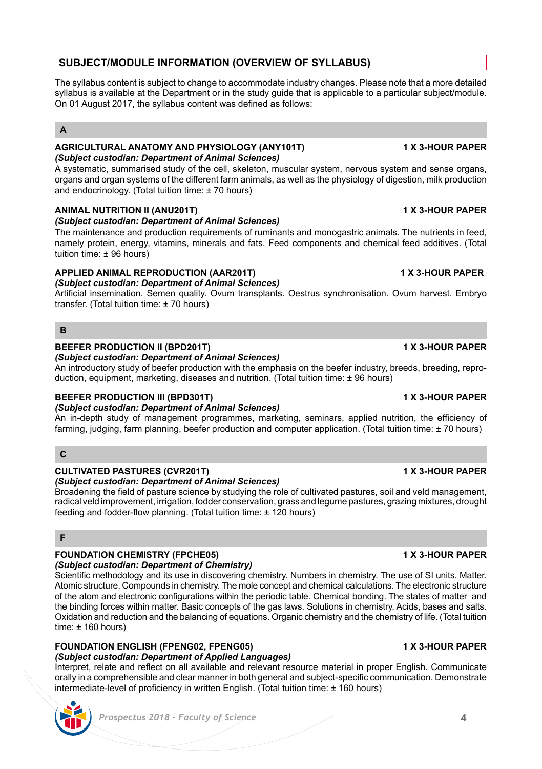## SUBJECT/MODULE INFORMATION (OVERVIEW OF SYLLABUS)

The syllabus content is subject to change to accommodate industry changes. Please note that a more detailed syllabus is available at the Department or in the study guide that is applicable to a particular subject/module. On 01 August 2017, the syllabus content was defined as follows:

### A

**AGRICULTURAL ANATOMY AND PHYSIOLOGY (ANY101T)** **1 X 3-HOUR PAPER**
*(Subject custodian: Department of Animal Sciences)*
A systematic, summarised study of the cell, skeleton, muscular system, nervous system and sense organs, organs and organ systems of the different farm animals, as well as the physiology of digestion, milk production and endocrinology. (Total tuition time: ± 70 hours)

**ANIMAL NUTRITION II (ANU201T)** **1 X 3-HOUR PAPER**
*(Subject custodian: Department of Animal Sciences)*
The maintenance and production requirements of ruminants and monogastric animals. The nutrients in feed, namely protein, energy, vitamins, minerals and fats. Feed components and chemical feed additives. (Total tuition time: ± 96 hours)

**APPLIED ANIMAL REPRODUCTION (AAR201T)** **1 X 3-HOUR PAPER**
*(Subject custodian: Department of Animal Sciences)*
Artificial insemination. Semen quality. Ovum transplants. Oestrus synchronisation. Ovum harvest. Embryo transfer. (Total tuition time: ± 70 hours)

### B

**BEEFER PRODUCTION II (BPD201T)** **1 X 3-HOUR PAPER**
*(Subject custodian: Department of Animal Sciences)*
An introductory study of beefer production with the emphasis on the beefer industry, breeds, breeding, reproduction, equipment, marketing, diseases and nutrition. (Total tuition time: ± 96 hours)

**BEEFER PRODUCTION III (BPD301T)** **1 X 3-HOUR PAPER**
*(Subject custodian: Department of Animal Sciences)*
An in-depth study of management programmes, marketing, seminars, applied nutrition, the efficiency of farming, judging, farm planning, beefer production and computer application. (Total tuition time: ± 70 hours)

### C

**CULTIVATED PASTURES (CVR201T)** **1 X 3-HOUR PAPER**
*(Subject custodian: Department of Animal Sciences)*
Broadening the field of pasture science by studying the role of cultivated pastures, soil and veld management, radical veld improvement, irrigation, fodder conservation, grass and legume pastures, grazing mixtures, drought feeding and fodder-flow planning. (Total tuition time: ± 120 hours)

### F

**FOUNDATION CHEMISTRY (FPCHE05)** **1 X 3-HOUR PAPER**
*(Subject custodian: Department of Chemistry)*
Scientific methodology and its use in discovering chemistry. Numbers in chemistry. The use of SI units. Matter. Atomic structure. Compounds in chemistry. The mole concept and chemical calculations. The electronic structure of the atom and electronic configurations within the periodic table. Chemical bonding. The states of matter and the binding forces within matter. Basic concepts of the gas laws. Solutions in chemistry. Acids, bases and salts. Oxidation and reduction and the balancing of equations. Organic chemistry and the chemistry of life. (Total tuition time: ± 160 hours)

**FOUNDATION ENGLISH (FPENG02, FPENG05)** **1 X 3-HOUR PAPER**
*(Subject custodian: Department of Applied Languages)*
Interpret, relate and reflect on all available and relevant resource material in proper English. Communicate orally in a comprehensible and clear manner in both general and subject-specific communication. Demonstrate intermediate-level of proficiency in written English. (Total tuition time: ± 160 hours)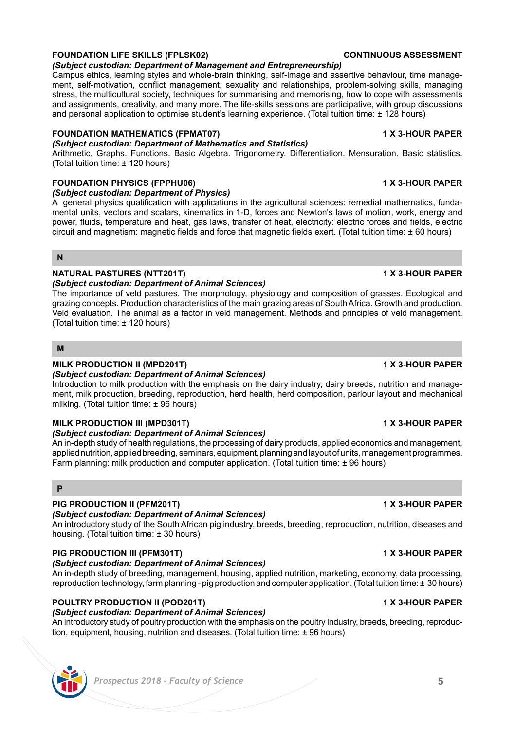**FOUNDATION LIFE SKILLS (FPLSK02)** **CONTINUOUS ASSESSMENT**

***(Subject custodian: Department of Management and Entrepreneurship)***

Campus ethics, learning styles and whole-brain thinking, self-image and assertive behaviour, time management, self-motivation, conflict management, sexuality and relationships, problem-solving skills, managing stress, the multicultural society, techniques for summarising and memorising, how to cope with assessments and assignments, creativity, and many more. The life-skills sessions are participative, with group discussions and personal application to optimise student's learning experience. (Total tuition time: ± 128 hours)

**FOUNDATION MATHEMATICS (FPMAT07)** **1 X 3-HOUR PAPER**

***(Subject custodian: Department of Mathematics and Statistics)***

Arithmetic. Graphs. Functions. Basic Algebra. Trigonometry. Differentiation. Mensuration. Basic statistics. (Total tuition time: ± 120 hours)

**FOUNDATION PHYSICS (FPPHU06)** **1 X 3-HOUR PAPER**

***(Subject custodian: Department of Physics)***

A general physics qualification with applications in the agricultural sciences: remedial mathematics, fundamental units, vectors and scalars, kinematics in 1-D, forces and Newton's laws of motion, work, energy and power, fluids, temperature and heat, gas laws, transfer of heat, electricity: electric forces and fields, electric circuit and magnetism: magnetic fields and force that magnetic fields exert. (Total tuition time: ± 60 hours)

## N

**NATURAL PASTURES (NTT201T)** **1 X 3-HOUR PAPER**

***(Subject custodian: Department of Animal Sciences)***

The importance of veld pastures. The morphology, physiology and composition of grasses. Ecological and grazing concepts. Production characteristics of the main grazing areas of South Africa. Growth and production. Veld evaluation. The animal as a factor in veld management. Methods and principles of veld management. (Total tuition time: ± 120 hours)

## M

**MILK PRODUCTION II (MPD201T)** **1 X 3-HOUR PAPER**

***(Subject custodian: Department of Animal Sciences)***

Introduction to milk production with the emphasis on the dairy industry, dairy breeds, nutrition and management, milk production, breeding, reproduction, herd health, herd composition, parlour layout and mechanical milking. (Total tuition time: ± 96 hours)

**MILK PRODUCTION III (MPD301T)** **1 X 3-HOUR PAPER**

***(Subject custodian: Department of Animal Sciences)***

An in-depth study of health regulations, the processing of dairy products, applied economics and management, applied nutrition, applied breeding, seminars, equipment, planning and layout of units, management programmes. Farm planning: milk production and computer application. (Total tuition time: ± 96 hours)

## P

**PIG PRODUCTION II (PFM201T)** **1 X 3-HOUR PAPER**

***(Subject custodian: Department of Animal Sciences)***

An introductory study of the South African pig industry, breeds, breeding, reproduction, nutrition, diseases and housing. (Total tuition time: ± 30 hours)

**PIG PRODUCTION III (PFM301T)** **1 X 3-HOUR PAPER**

***(Subject custodian: Department of Animal Sciences)***

An in-depth study of breeding, management, housing, applied nutrition, marketing, economy, data processing, reproduction technology, farm planning - pig production and computer application. (Total tuition time: ± 30 hours)

**POULTRY PRODUCTION II (POD201T)** **1 X 3-HOUR PAPER**

***(Subject custodian: Department of Animal Sciences)***

An introductory study of poultry production with the emphasis on the poultry industry, breeds, breeding, reproduction, equipment, housing, nutrition and diseases. (Total tuition time: ± 96 hours)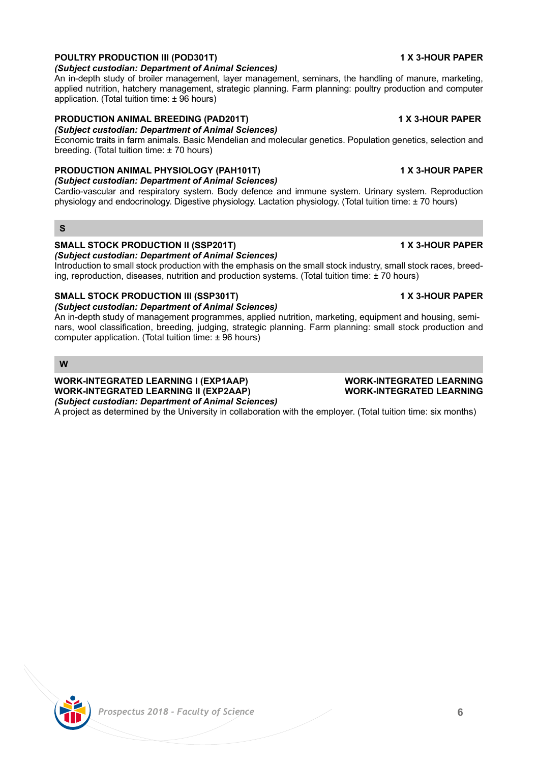**POULTRY PRODUCTION III (POD301T)** **1 X 3-HOUR PAPER**
***(Subject custodian: Department of Animal Sciences)***
An in-depth study of broiler management, layer management, seminars, the handling of manure, marketing, applied nutrition, hatchery management, strategic planning. Farm planning: poultry production and computer application. (Total tuition time: ± 96 hours)

**PRODUCTION ANIMAL BREEDING (PAD201T)** **1 X 3-HOUR PAPER**
***(Subject custodian: Department of Animal Sciences)***
Economic traits in farm animals. Basic Mendelian and molecular genetics. Population genetics, selection and breeding. (Total tuition time: ± 70 hours)

**PRODUCTION ANIMAL PHYSIOLOGY (PAH101T)** **1 X 3-HOUR PAPER**
***(Subject custodian: Department of Animal Sciences)***
Cardio-vascular and respiratory system. Body defence and immune system. Urinary system. Reproduction physiology and endocrinology. Digestive physiology. Lactation physiology. (Total tuition time: ± 70 hours)

## S

**SMALL STOCK PRODUCTION II (SSP201T)** **1 X 3-HOUR PAPER**
***(Subject custodian: Department of Animal Sciences)***
Introduction to small stock production with the emphasis on the small stock industry, small stock races, breeding, reproduction, diseases, nutrition and production systems. (Total tuition time: ± 70 hours)

**SMALL STOCK PRODUCTION III (SSP301T)** **1 X 3-HOUR PAPER**
***(Subject custodian: Department of Animal Sciences)***
An in-depth study of management programmes, applied nutrition, marketing, equipment and housing, seminars, wool classification, breeding, judging, strategic planning. Farm planning: small stock production and computer application. (Total tuition time: ± 96 hours)

## W

**WORK-INTEGRATED LEARNING I (EXP1AAP)** **WORK-INTEGRATED LEARNING**
**WORK-INTEGRATED LEARNING II (EXP2AAP)** **WORK-INTEGRATED LEARNING**
***(Subject custodian: Department of Animal Sciences)***
A project as determined by the University in collaboration with the employer. (Total tuition time: six months)